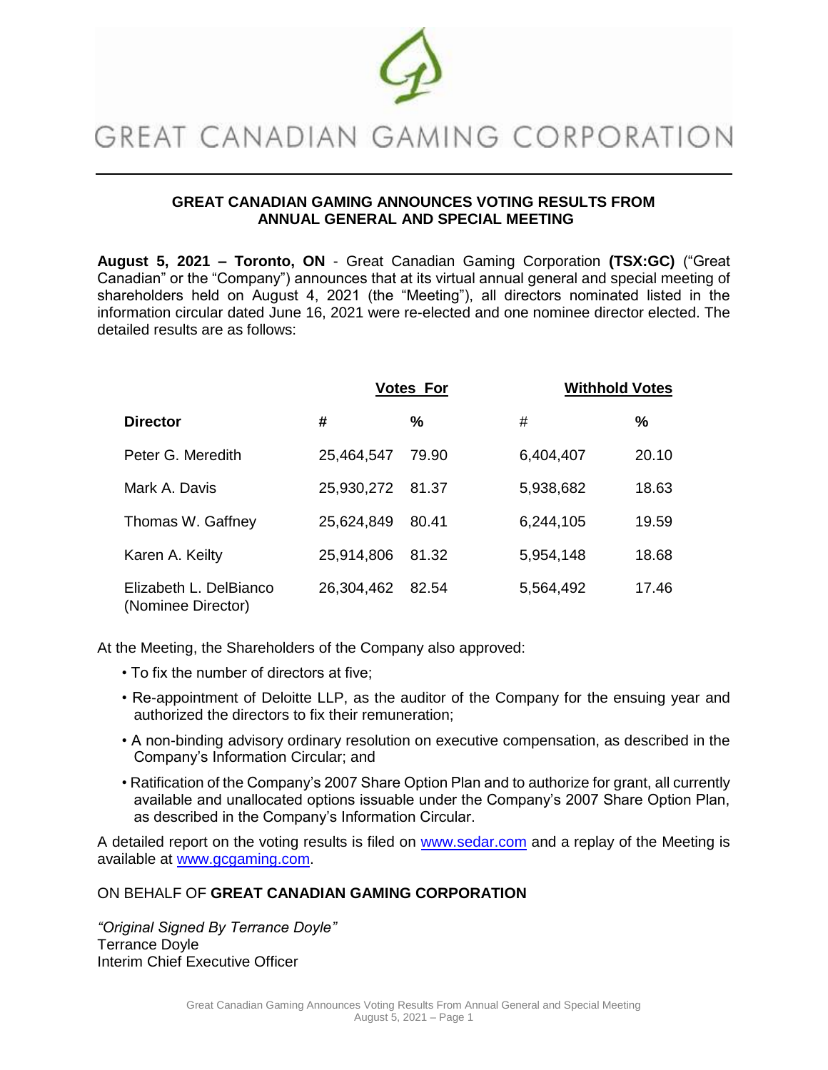# GREAT CANADIAN GAMING CORPORATION

## GREAT CANADIAN GAMING ANNOUNCES VOTING RESULTS FROM ANNUAL GENERAL AND SPECIAL MEETING

**August 5, 2021 – Toronto, ON** - Great Canadian Gaming Corporation **(TSX:GC)** ("Great Canadian" or the "Company") announces that at its virtual annual general and special meeting of shareholders held on August 4, 2021 (the "Meeting"), all directors nominated listed in the information circular dated June 16, 2021 were re-elected and one nominee director elected. The detailed results are as follows:

| | Votes For | | Withhold Votes | |
|---|---|---|---|---|
| **Director** | **#** | **%** | # | **%** |
| Peter G. Meredith | 25,464,547 | 79.90 | 6,404,407 | 20.10 |
| Mark A. Davis | 25,930,272 | 81.37 | 5,938,682 | 18.63 |
| Thomas W. Gaffney | 25,624,849 | 80.41 | 6,244,105 | 19.59 |
| Karen A. Keilty | 25,914,806 | 81.32 | 5,954,148 | 18.68 |
| Elizabeth L. DelBianco (Nominee Director) | 26,304,462 | 82.54 | 5,564,492 | 17.46 |

At the Meeting, the Shareholders of the Company also approved:

- To fix the number of directors at five;
- Re-appointment of Deloitte LLP, as the auditor of the Company for the ensuing year and authorized the directors to fix their remuneration;
- A non-binding advisory ordinary resolution on executive compensation, as described in the Company's Information Circular; and
- Ratification of the Company's 2007 Share Option Plan and to authorize for grant, all currently available and unallocated options issuable under the Company's 2007 Share Option Plan, as described in the Company's Information Circular.

A detailed report on the voting results is filed on www.sedar.com and a replay of the Meeting is available at www.gcgaming.com.

ON BEHALF OF **GREAT CANADIAN GAMING CORPORATION**

*"Original Signed By Terrance Doyle"*
Terrance Doyle
Interim Chief Executive Officer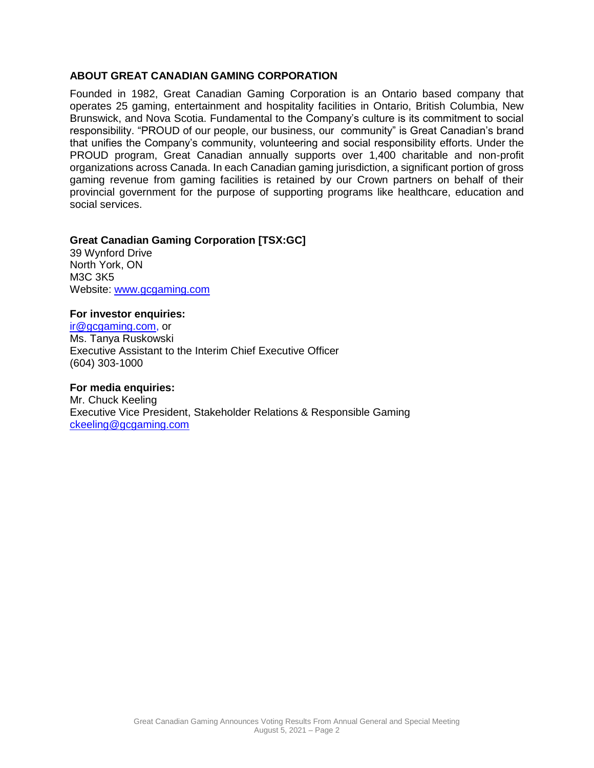## ABOUT GREAT CANADIAN GAMING CORPORATION

Founded in 1982, Great Canadian Gaming Corporation is an Ontario based company that operates 25 gaming, entertainment and hospitality facilities in Ontario, British Columbia, New Brunswick, and Nova Scotia. Fundamental to the Company's culture is its commitment to social responsibility. "PROUD of our people, our business, our community" is Great Canadian's brand that unifies the Company's community, volunteering and social responsibility efforts. Under the PROUD program, Great Canadian annually supports over 1,400 charitable and non-profit organizations across Canada. In each Canadian gaming jurisdiction, a significant portion of gross gaming revenue from gaming facilities is retained by our Crown partners on behalf of their provincial government for the purpose of supporting programs like healthcare, education and social services.

**Great Canadian Gaming Corporation [TSX:GC]**
39 Wynford Drive
North York, ON
M3C 3K5
Website: www.gcgaming.com

**For investor enquiries:**
ir@gcgaming.com, or
Ms. Tanya Ruskowski
Executive Assistant to the Interim Chief Executive Officer
(604) 303-1000

**For media enquiries:**
Mr. Chuck Keeling
Executive Vice President, Stakeholder Relations & Responsible Gaming
ckeeling@gcgaming.com